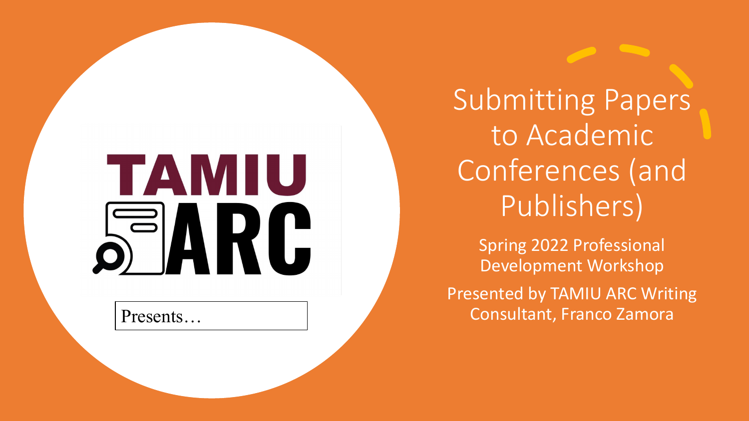TAMIU ARC

Presents…

# Submitting Papers to Academic Conferences (and Publishers)

Spring 2022 Professional Development Workshop

Presented by TAMIU ARC Writing Consultant, Franco Zamora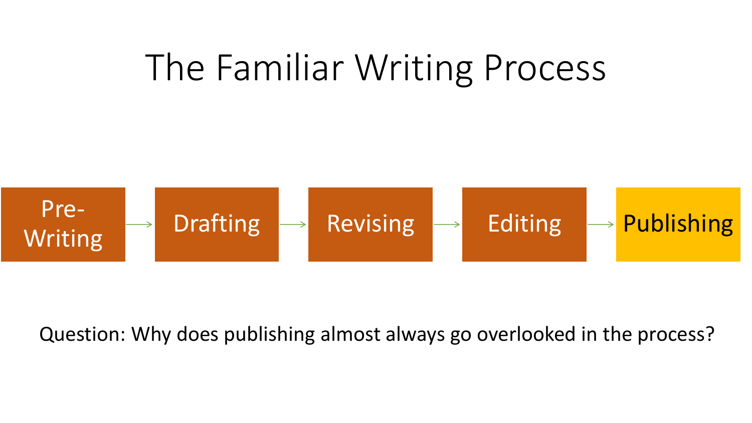# The Familiar Writing Process

Pre-Writing → Drafting → Revising → Editing → Publishing

Question: Why does publishing almost always go overlooked in the process?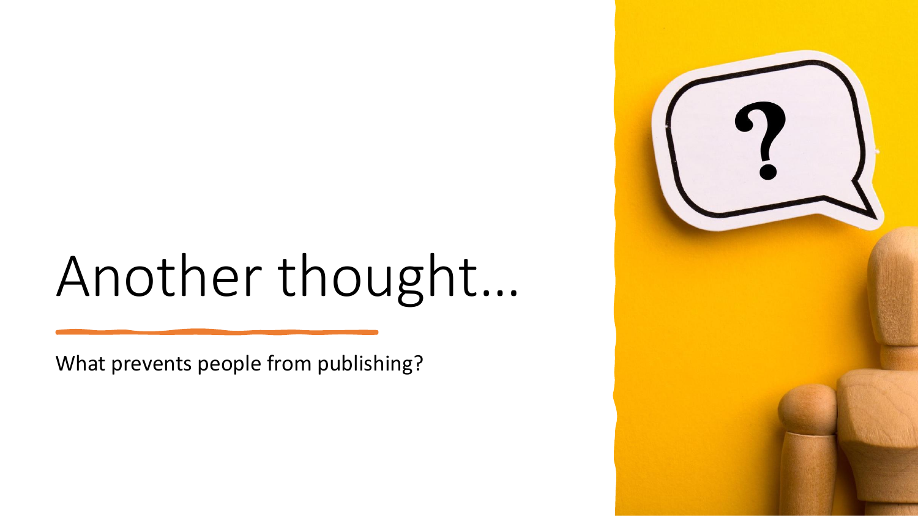# Another thought…

What prevents people from publishing?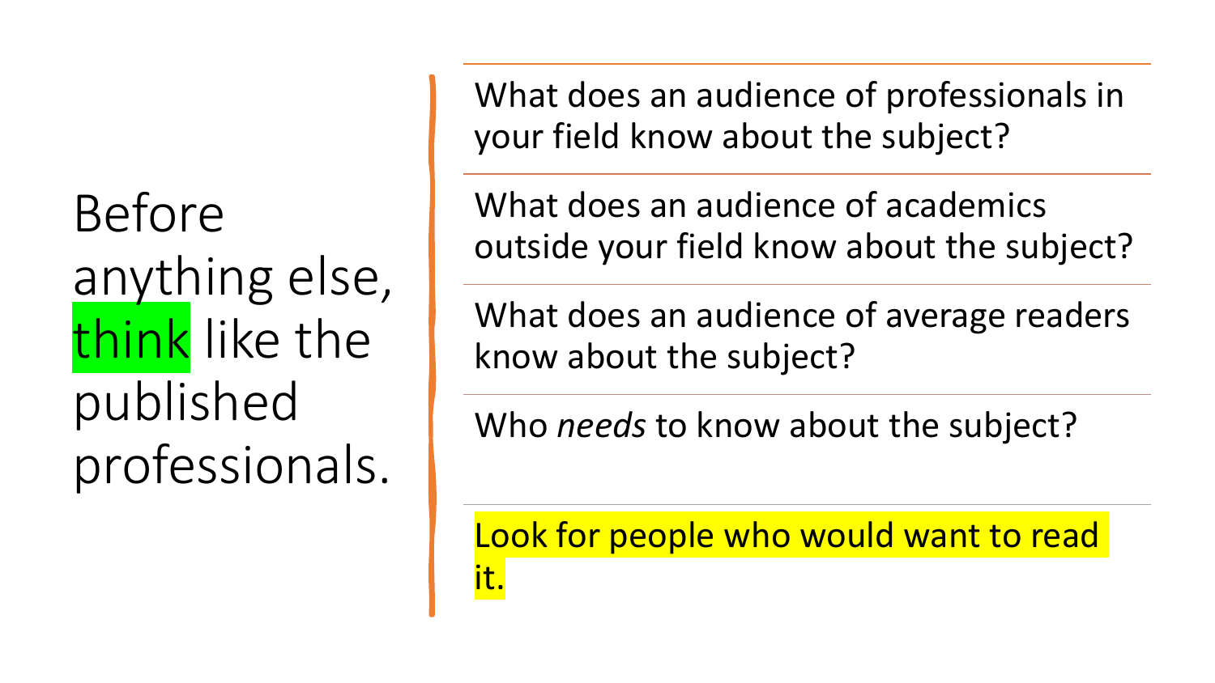# Before anything else, think like the published professionals.

What does an audience of professionals in your field know about the subject?

What does an audience of academics outside your field know about the subject?

What does an audience of average readers know about the subject?

Who *needs* to know about the subject?

Look for people who would want to read it.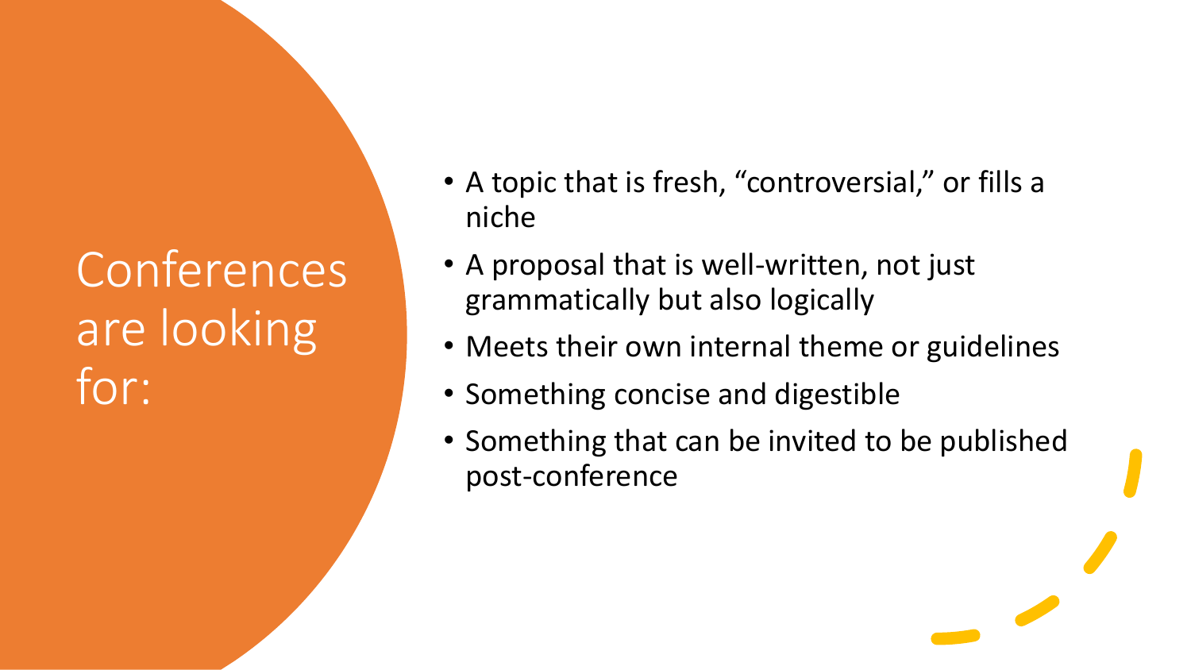# Conferences are looking for:

- A topic that is fresh, "controversial," or fills a niche
- A proposal that is well-written, not just grammatically but also logically
- Meets their own internal theme or guidelines
- Something concise and digestible
- Something that can be invited to be published post-conference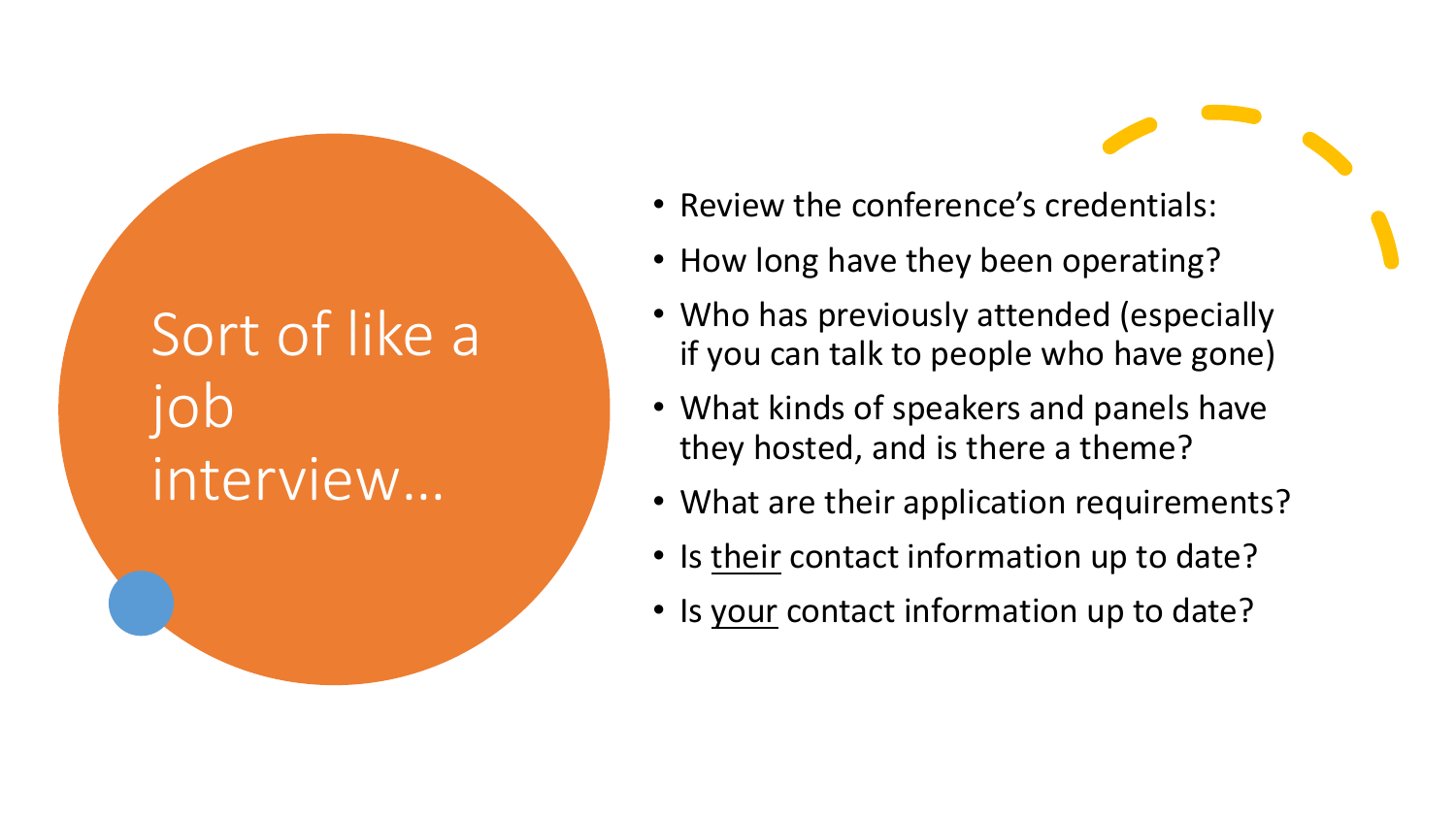# Sort of like a job interview…

- Review the conference's credentials:
- How long have they been operating?
- Who has previously attended (especially if you can talk to people who have gone)
- What kinds of speakers and panels have they hosted, and is there a theme?
- What are their application requirements?
- Is <u>their</u> contact information up to date?
- Is <u>your</u> contact information up to date?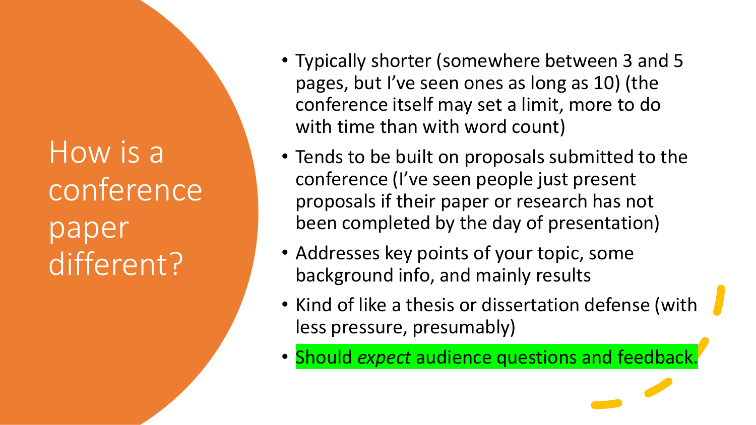# How is a conference paper different?

- Typically shorter (somewhere between 3 and 5 pages, but I've seen ones as long as 10) (the conference itself may set a limit, more to do with time than with word count)
- Tends to be built on proposals submitted to the conference (I've seen people just present proposals if their paper or research has not been completed by the day of presentation)
- Addresses key points of your topic, some background info, and mainly results
- Kind of like a thesis or dissertation defense (with less pressure, presumably)
- Should *expect* audience questions and feedback.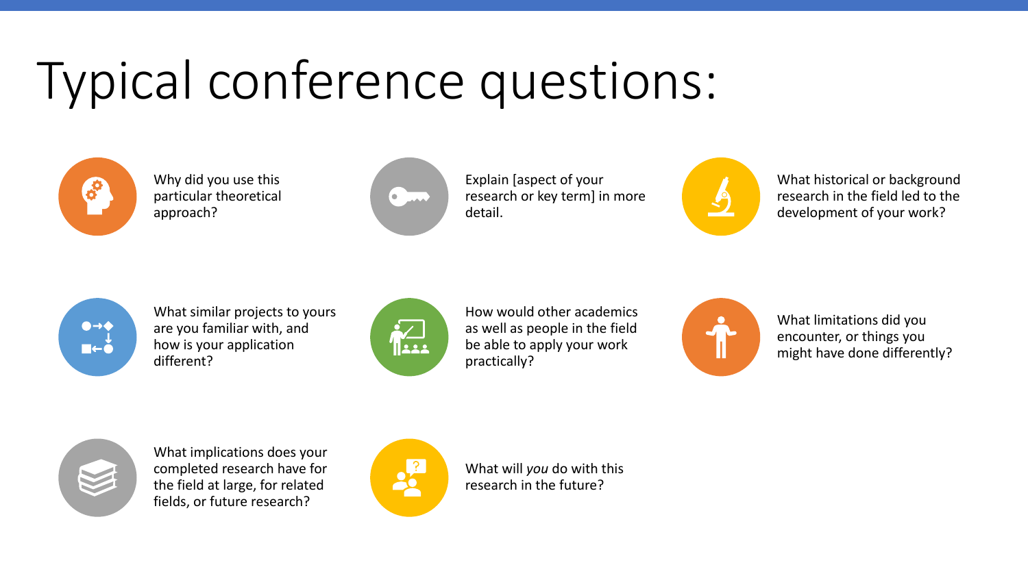# Typical conference questions:

- Why did you use this particular theoretical approach?
- Explain [aspect of your research or key term] in more detail.
- What historical or background research in the field led to the development of your work?
- What similar projects to yours are you familiar with, and how is your application different?
- How would other academics as well as people in the field be able to apply your work practically?
- What limitations did you encounter, or things you might have done differently?
- What implications does your completed research have for the field at large, for related fields, or future research?
- What will *you* do with this research in the future?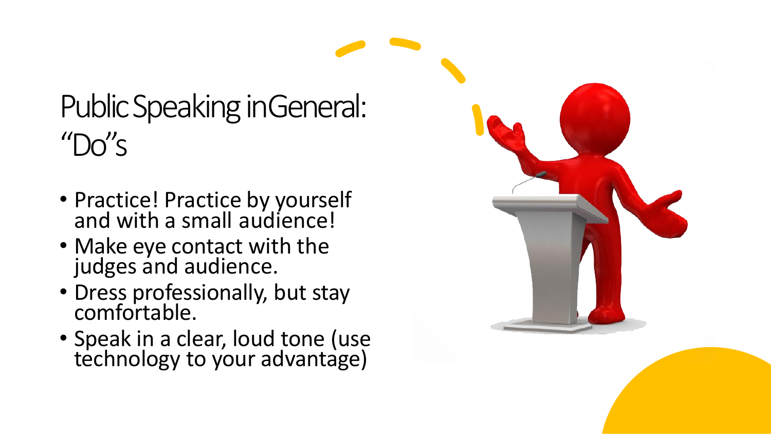# Public Speaking in General: "Do"s

- Practice! Practice by yourself and with a small audience!
- Make eye contact with the judges and audience.
- Dress professionally, but stay comfortable.
- Speak in a clear, loud tone (use technology to your advantage)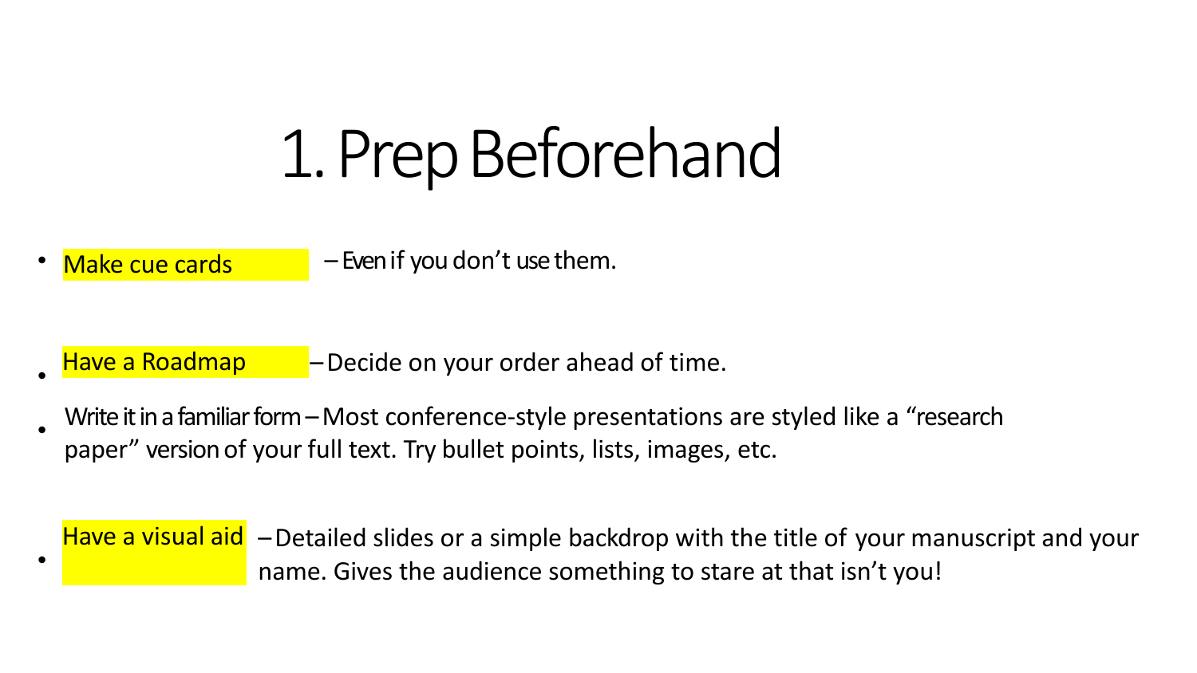# 1. Prep Beforehand

- Make cue cards – Even if you don't use them.
- Have a Roadmap – Decide on your order ahead of time.
- Write it in a familiar form – Most conference-style presentations are styled like a "research paper" version of your full text. Try bullet points, lists, images, etc.
- Have a visual aid – Detailed slides or a simple backdrop with the title of your manuscript and your name. Gives the audience something to stare at that isn't you!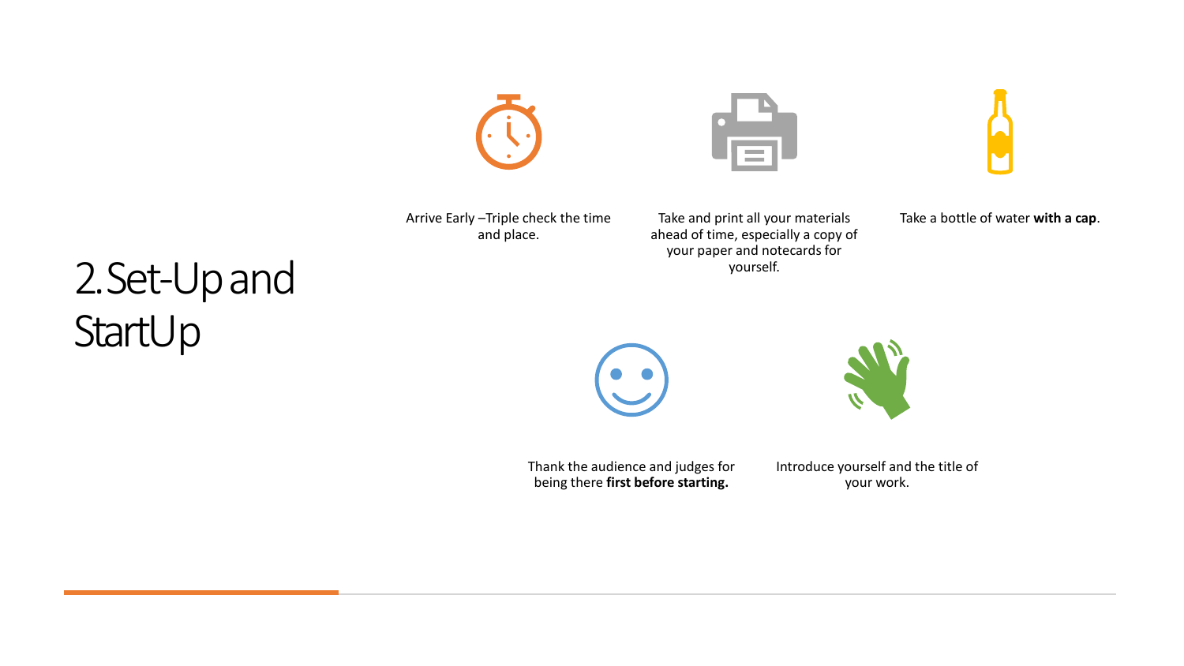# 2. Set-Up and StartUp

- Arrive Early –Triple check the time and place.
- Take and print all your materials ahead of time, especially a copy of your paper and notecards for yourself.
- Take a bottle of water **with a cap**.
- Thank the audience and judges for being there **first before starting.**
- Introduce yourself and the title of your work.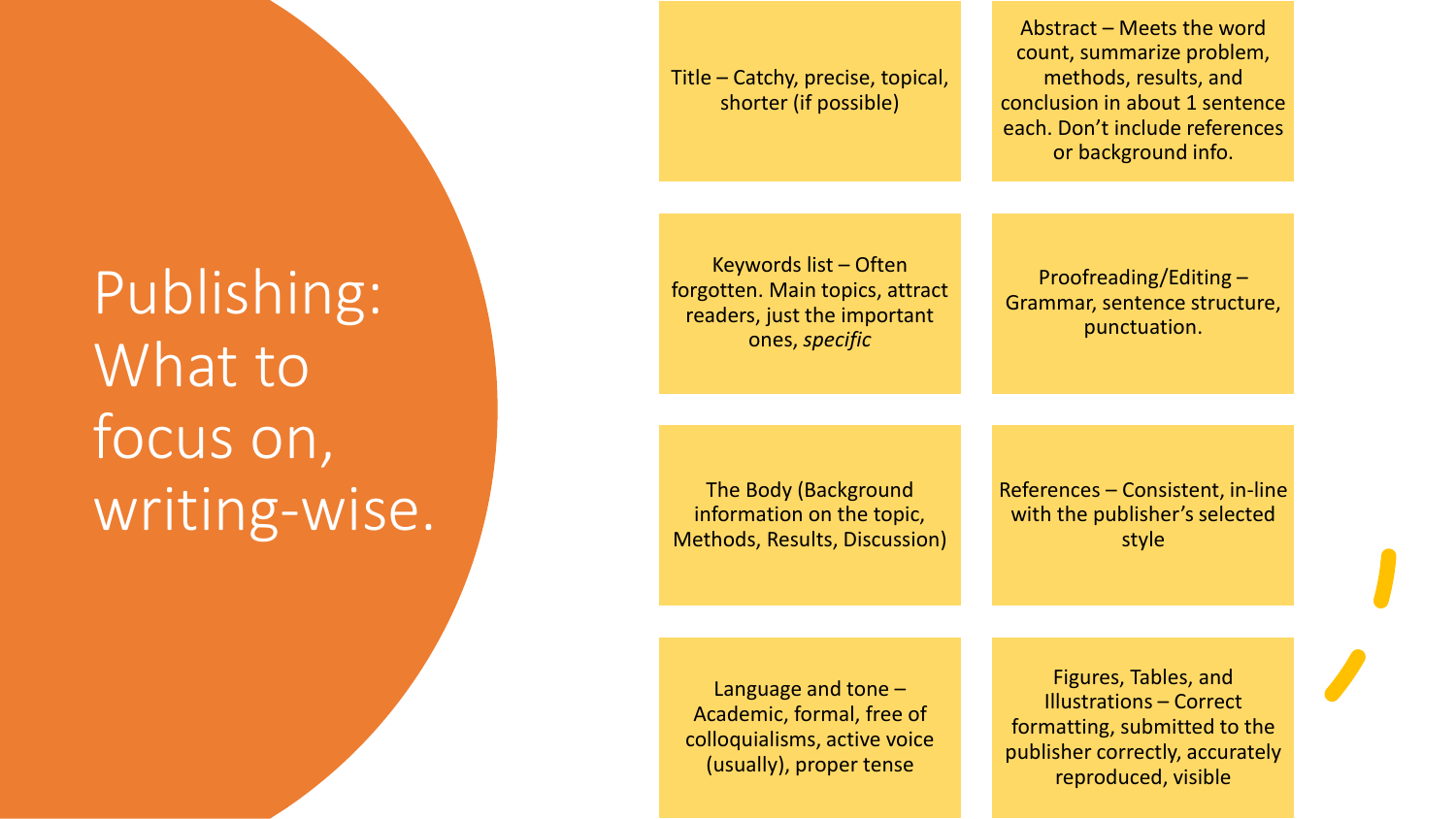# Publishing: What to focus on, writing-wise.

- Title – Catchy, precise, topical, shorter (if possible)
- Abstract – Meets the word count, summarize problem, methods, results, and conclusion in about 1 sentence each. Don't include references or background info.
- Keywords list – Often forgotten. Main topics, attract readers, just the important ones, *specific*
- Proofreading/Editing – Grammar, sentence structure, punctuation.
- The Body (Background information on the topic, Methods, Results, Discussion)
- References – Consistent, in-line with the publisher's selected style
- Language and tone – Academic, formal, free of colloquialisms, active voice (usually), proper tense
- Figures, Tables, and Illustrations – Correct formatting, submitted to the publisher correctly, accurately reproduced, visible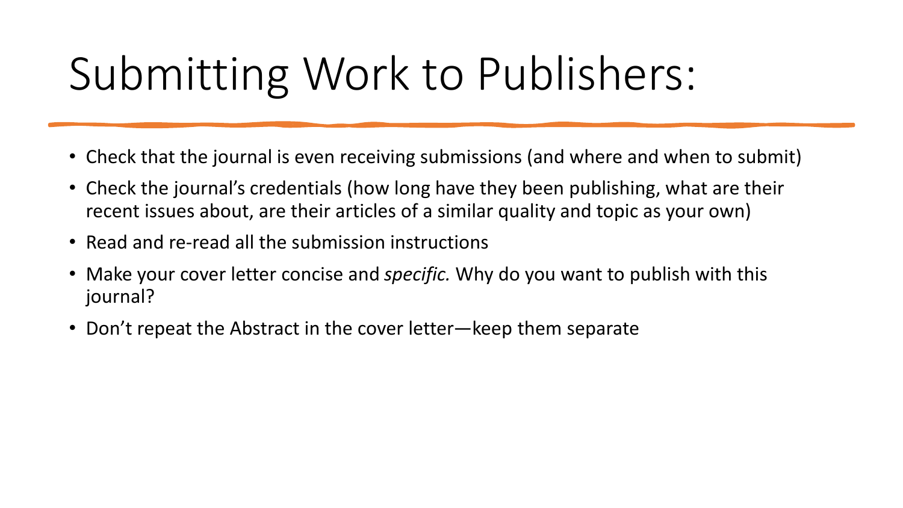# Submitting Work to Publishers:

- Check that the journal is even receiving submissions (and where and when to submit)
- Check the journal's credentials (how long have they been publishing, what are their recent issues about, are their articles of a similar quality and topic as your own)
- Read and re-read all the submission instructions
- Make your cover letter concise and *specific.* Why do you want to publish with this journal?
- Don't repeat the Abstract in the cover letter—keep them separate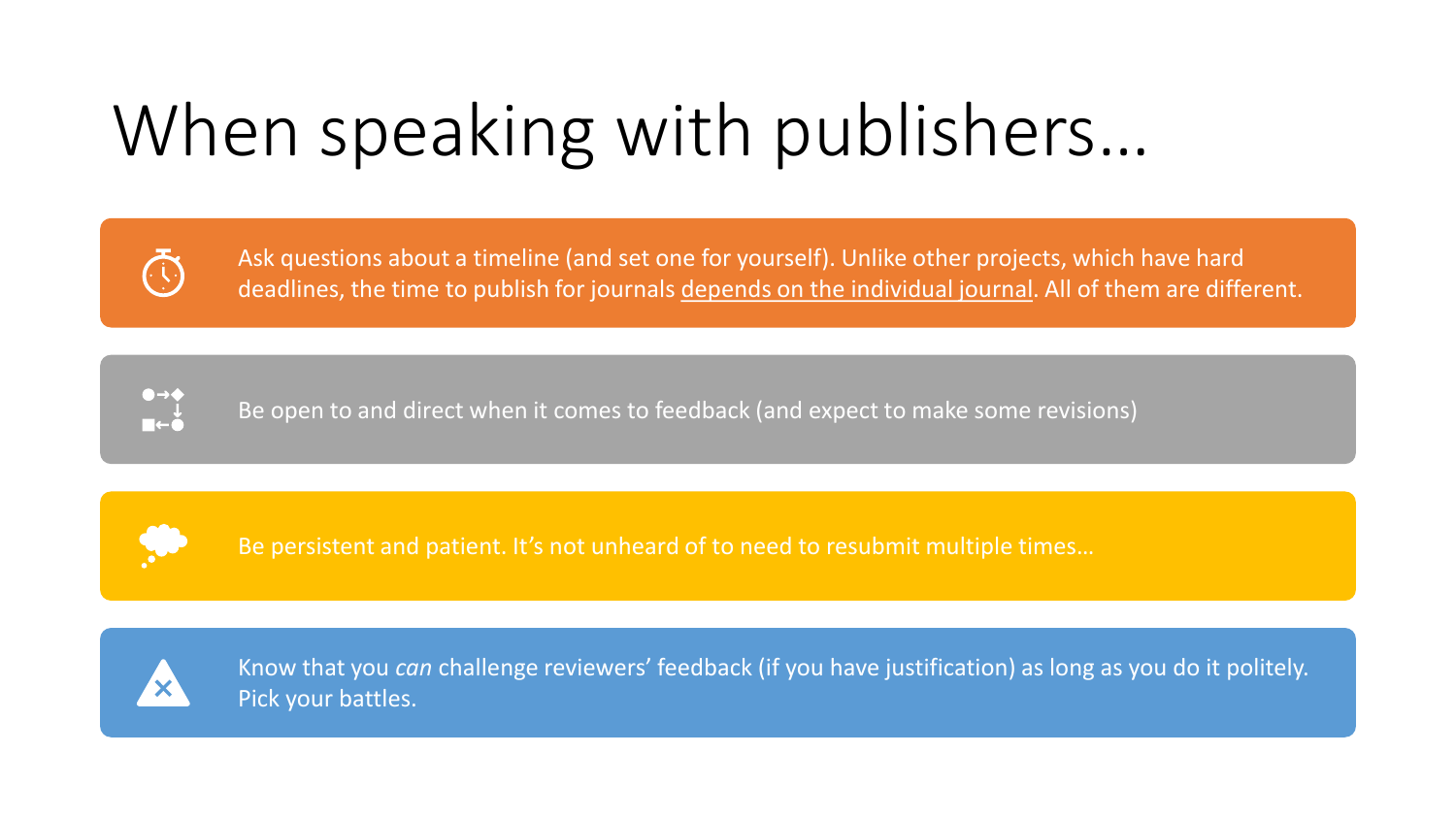# When speaking with publishers…

- Ask questions about a timeline (and set one for yourself). Unlike other projects, which have hard deadlines, the time to publish for journals depends on the individual journal. All of them are different.
- Be open to and direct when it comes to feedback (and expect to make some revisions)
- Be persistent and patient. It's not unheard of to need to resubmit multiple times…
- Know that you *can* challenge reviewers' feedback (if you have justification) as long as you do it politely. Pick your battles.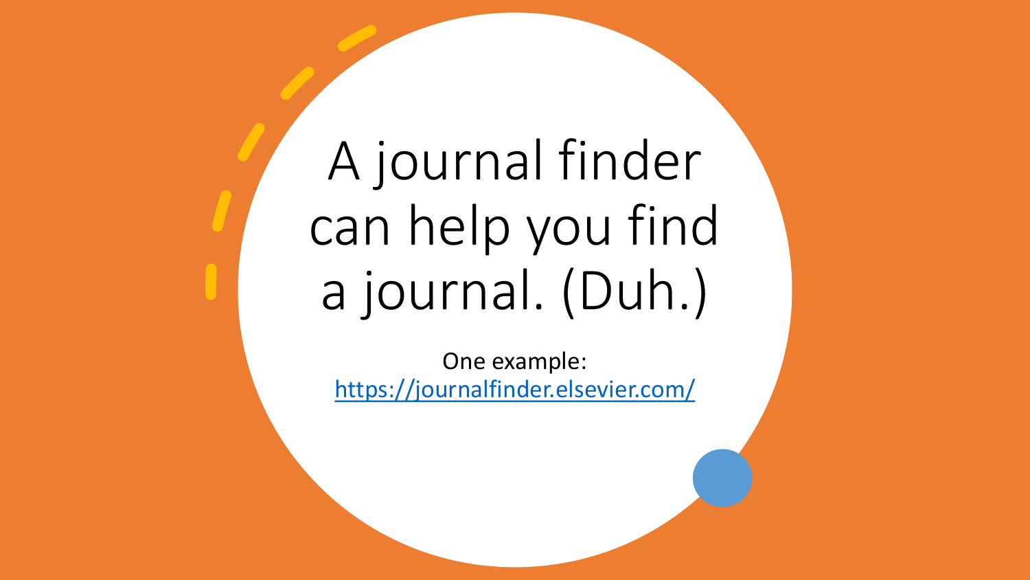# A journal finder can help you find a journal. (Duh.)

One example:
https://journalfinder.elsevier.com/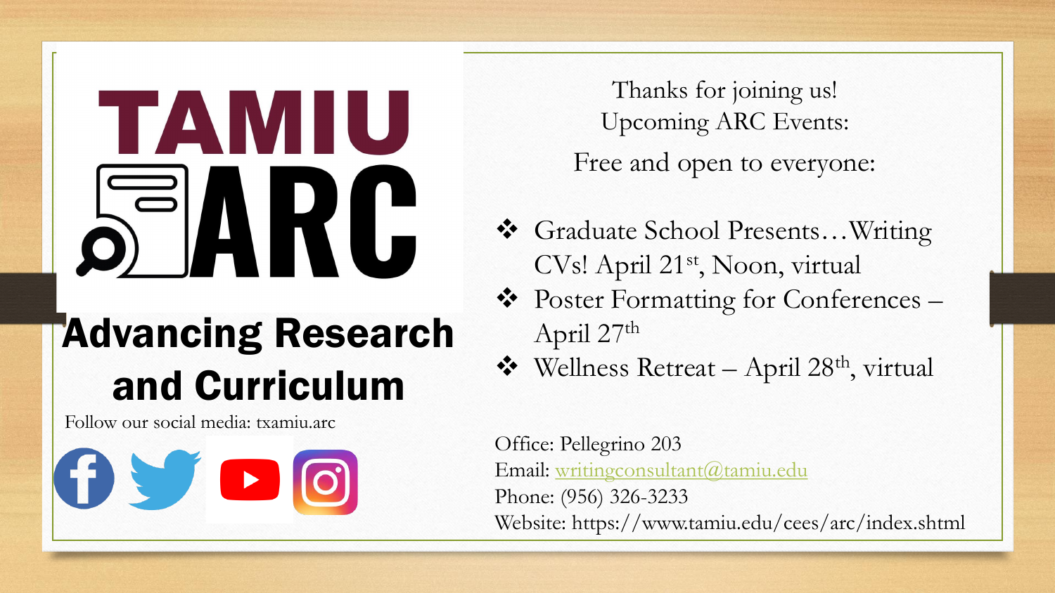# TAMIU ARC

## Advancing Research and Curriculum

Follow our social media: txamiu.arc

Thanks for joining us!
Upcoming ARC Events:

Free and open to everyone:

- Graduate School Presents…Writing CVs! April 21st, Noon, virtual
- Poster Formatting for Conferences – April 27th
- Wellness Retreat – April 28th, virtual

Office: Pellegrino 203
Email: writingconsultant@tamiu.edu
Phone: (956) 326-3233
Website: https://www.tamiu.edu/cees/arc/index.shtml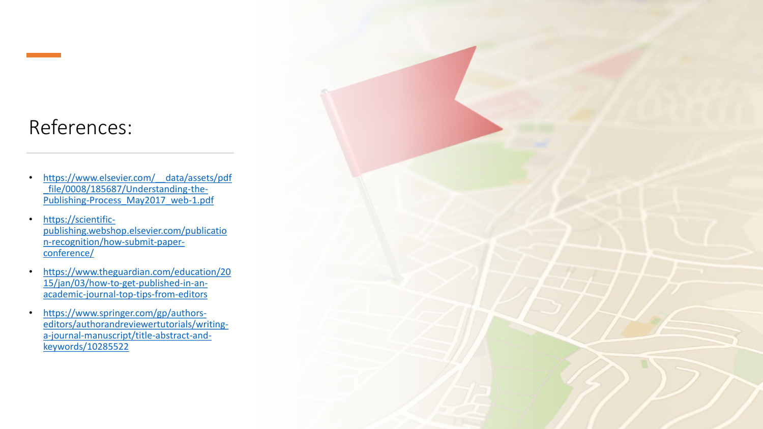# References:

- https://www.elsevier.com/__data/assets/pdf_file/0008/185687/Understanding-the-Publishing-Process_May2017_web-1.pdf
- https://scientific-publishing.webshop.elsevier.com/publication-recognition/how-submit-paper-conference/
- https://www.theguardian.com/education/2015/jan/03/how-to-get-published-in-an-academic-journal-top-tips-from-editors
- https://www.springer.com/gp/authors-editors/authorandreviewertutorials/writing-a-journal-manuscript/title-abstract-and-keywords/10285522